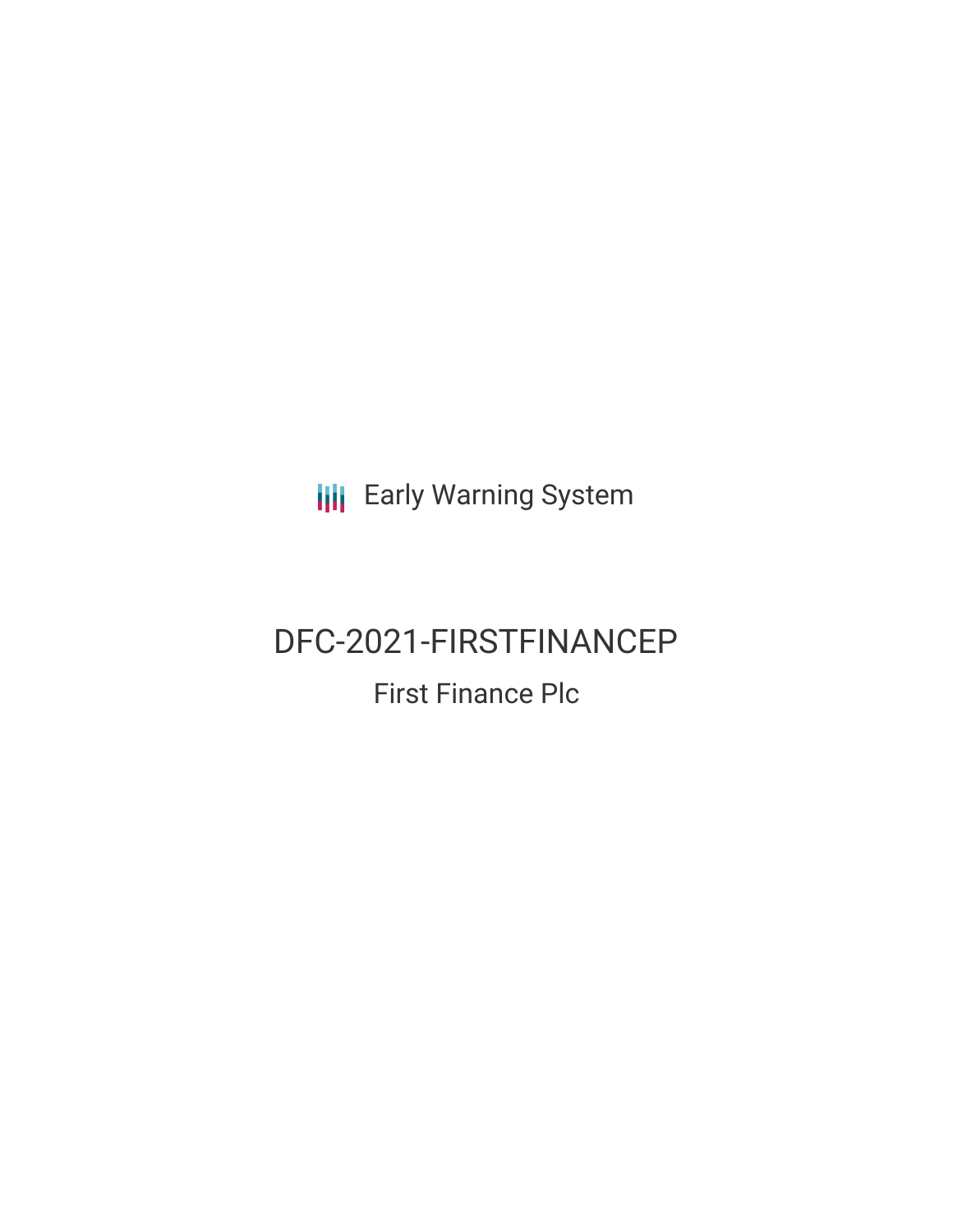Early Warning System

# DFC-2021-FIRSTFINANCEP

## First Finance Plc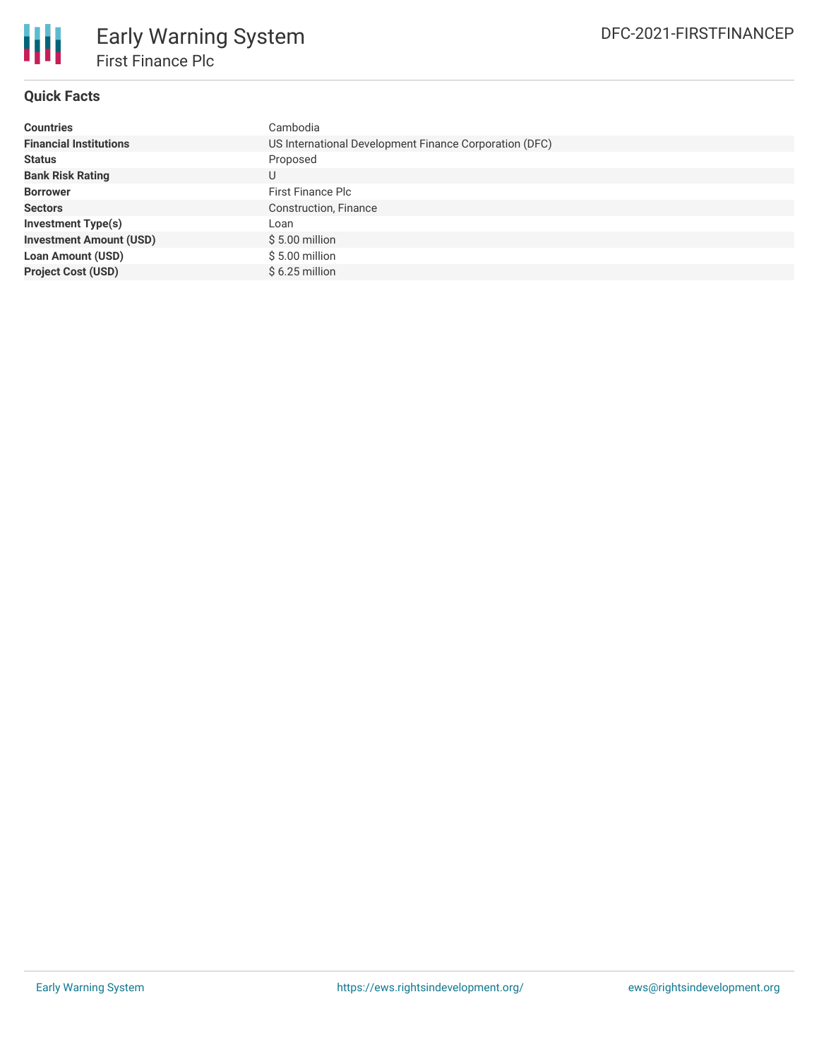## Quick Facts

| | |
|---|---|
| **Countries** | Cambodia |
| **Financial Institutions** | US International Development Finance Corporation (DFC) |
| **Status** | Proposed |
| **Bank Risk Rating** | U |
| **Borrower** | First Finance Plc |
| **Sectors** | Construction, Finance |
| **Investment Type(s)** | Loan |
| **Investment Amount (USD)** | $ 5.00 million |
| **Loan Amount (USD)** | $ 5.00 million |
| **Project Cost (USD)** | $ 6.25 million |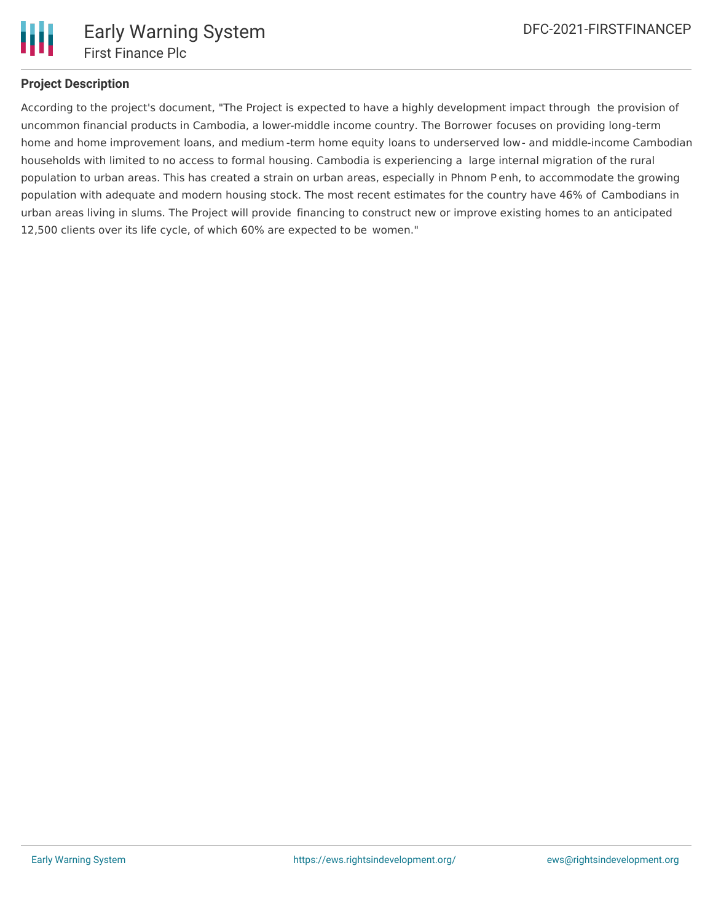**Project Description**

According to the project's document, "The Project is expected to have a highly development impact through the provision of uncommon financial products in Cambodia, a lower-middle income country. The Borrower focuses on providing long-term home and home improvement loans, and medium-term home equity loans to underserved low- and middle-income Cambodian households with limited to no access to formal housing. Cambodia is experiencing a large internal migration of the rural population to urban areas. This has created a strain on urban areas, especially in Phnom Penh, to accommodate the growing population with adequate and modern housing stock. The most recent estimates for the country have 46% of Cambodians in urban areas living in slums. The Project will provide financing to construct new or improve existing homes to an anticipated 12,500 clients over its life cycle, of which 60% are expected to be women."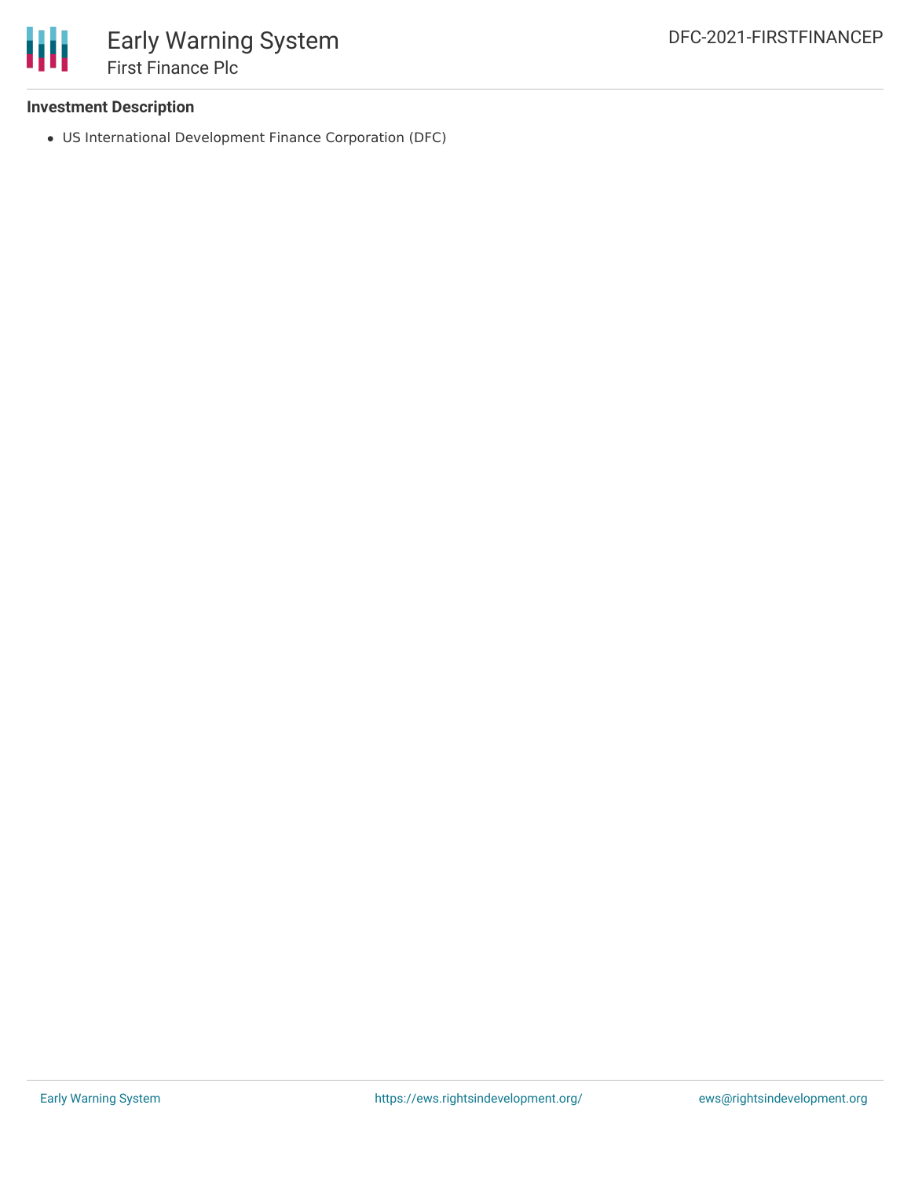**Investment Description**

- US International Development Finance Corporation (DFC)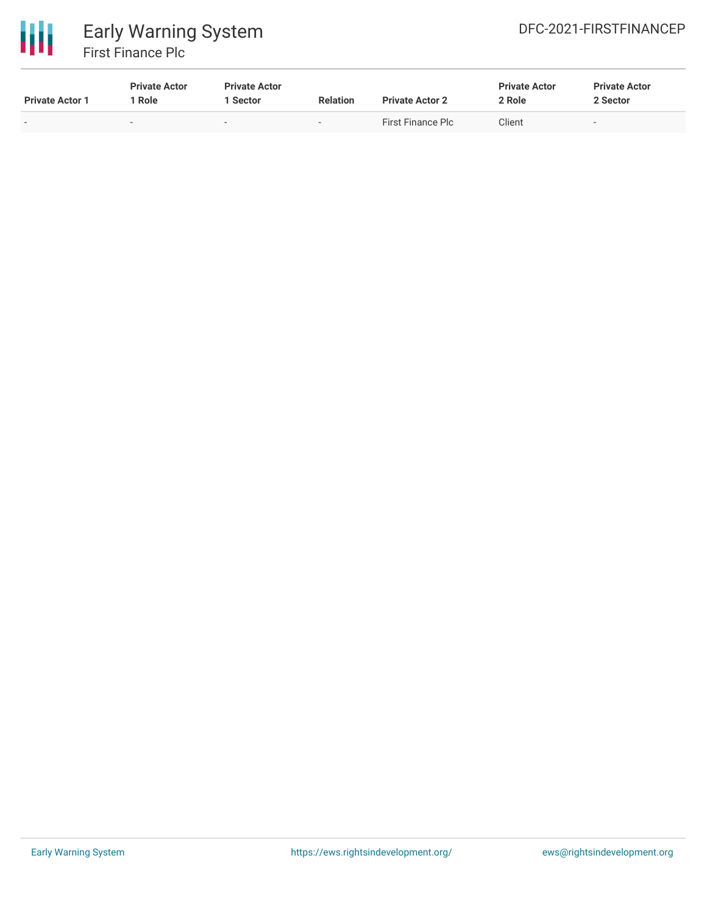| Private Actor 1 | Private Actor 1 Role | Private Actor 1 Sector | Relation | Private Actor 2 | Private Actor 2 Role | Private Actor 2 Sector |
|---|---|---|---|---|---|---|
| - | - | - | - | First Finance Plc | Client | - |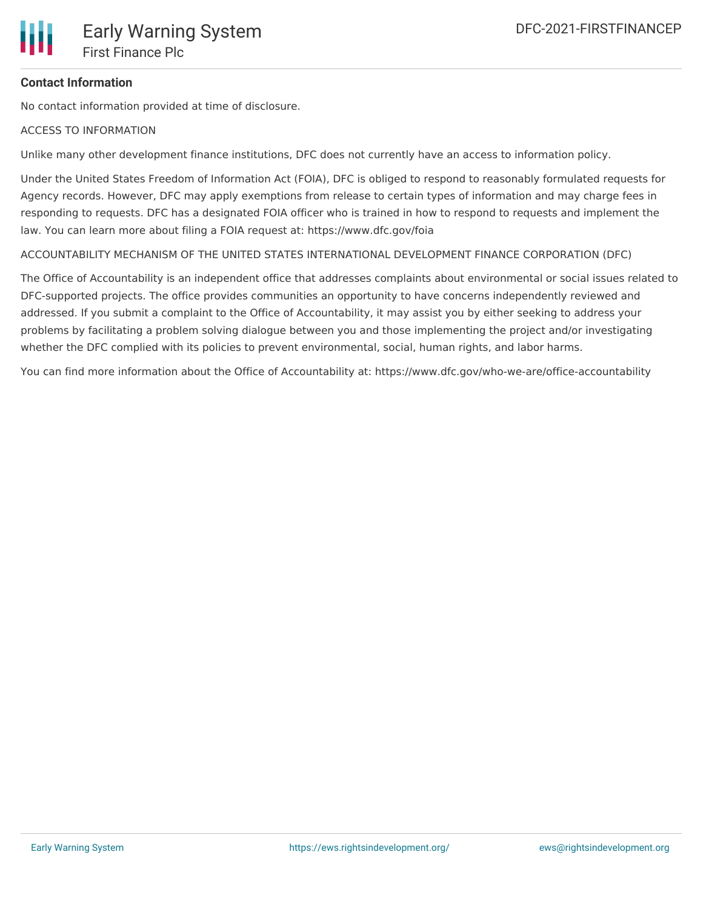**Contact Information**

No contact information provided at time of disclosure.

ACCESS TO INFORMATION

Unlike many other development finance institutions, DFC does not currently have an access to information policy.

Under the United States Freedom of Information Act (FOIA), DFC is obliged to respond to reasonably formulated requests for Agency records. However, DFC may apply exemptions from release to certain types of information and may charge fees in responding to requests. DFC has a designated FOIA officer who is trained in how to respond to requests and implement the law. You can learn more about filing a FOIA request at: https://www.dfc.gov/foia

ACCOUNTABILITY MECHANISM OF THE UNITED STATES INTERNATIONAL DEVELOPMENT FINANCE CORPORATION (DFC)

The Office of Accountability is an independent office that addresses complaints about environmental or social issues related to DFC-supported projects. The office provides communities an opportunity to have concerns independently reviewed and addressed. If you submit a complaint to the Office of Accountability, it may assist you by either seeking to address your problems by facilitating a problem solving dialogue between you and those implementing the project and/or investigating whether the DFC complied with its policies to prevent environmental, social, human rights, and labor harms.

You can find more information about the Office of Accountability at: https://www.dfc.gov/who-we-are/office-accountability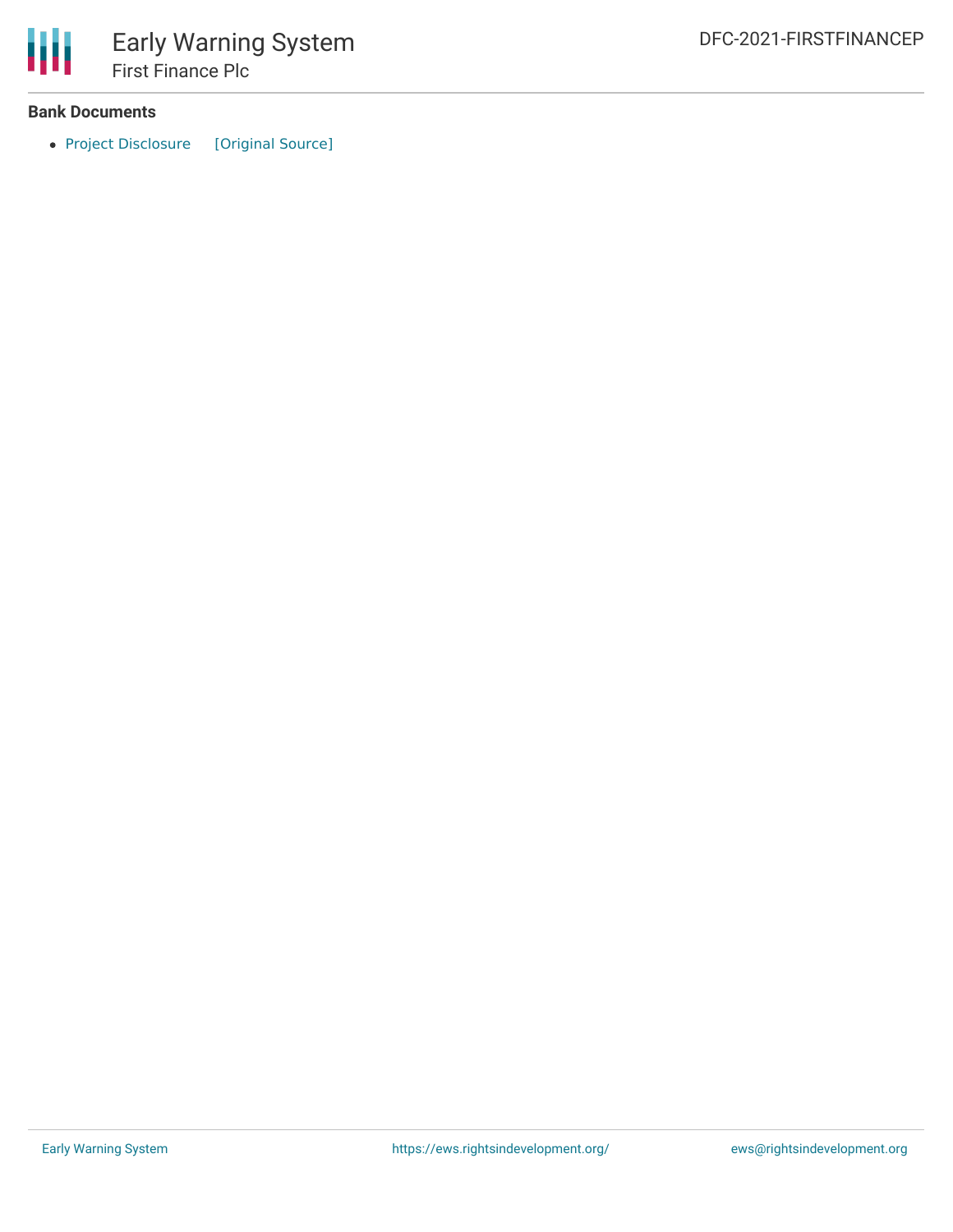**Bank Documents**

- Project Disclosure [Original Source]